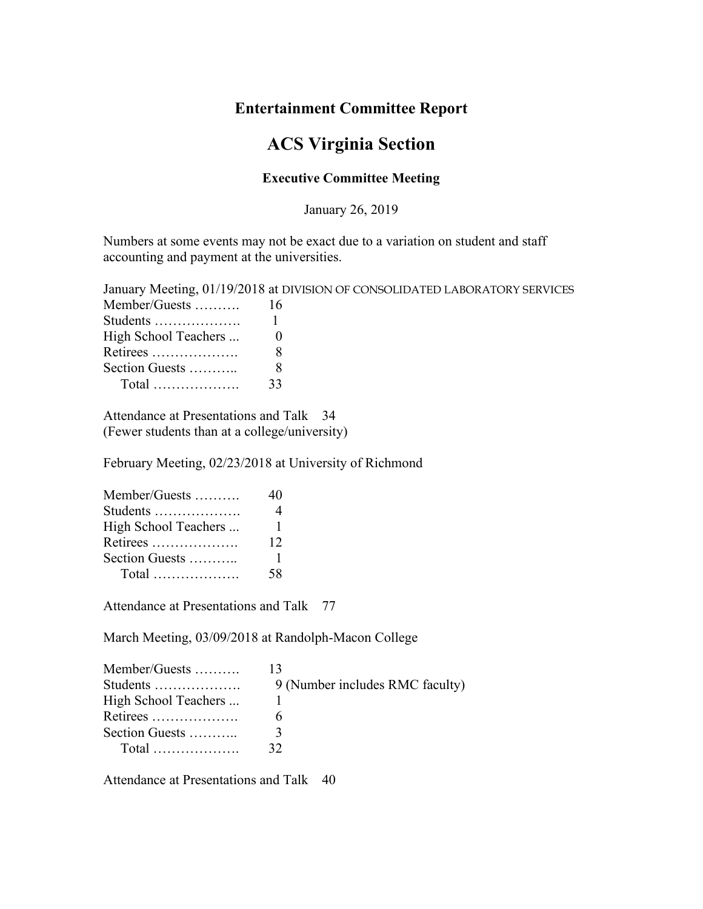# Entertainment Committee Report

## ACS Virginia Section

### Executive Committee Meeting

January 26, 2019

Numbers at some events may not be exact due to a variation on student and staff accounting and payment at the universities.

January Meeting, 01/19/2018 at DIVISION OF CONSOLIDATED LABORATORY SERVICES

| | |
|---|---|
| Member/Guests ………. | 16 |
| Students ………………. | 1 |
| High School Teachers ... | 0 |
| Retirees ………………. | 8 |
| Section Guests ……….. | 8 |
| Total ………………. | 33 |

Attendance at Presentations and Talk 34
(Fewer students than at a college/university)

February Meeting, 02/23/2018 at University of Richmond

| | |
|---|---|
| Member/Guests ………. | 40 |
| Students ………………. | 4 |
| High School Teachers ... | 1 |
| Retirees ………………. | 12 |
| Section Guests ……….. | 1 |
| Total ………………. | 58 |

Attendance at Presentations and Talk 77

March Meeting, 03/09/2018 at Randolph-Macon College

| | |
|---|---|
| Member/Guests ………. | 13 |
| Students ………………. | 9 (Number includes RMC faculty) |
| High School Teachers ... | 1 |
| Retirees ………………. | 6 |
| Section Guests ……….. | 3 |
| Total ………………. | 32 |

Attendance at Presentations and Talk 40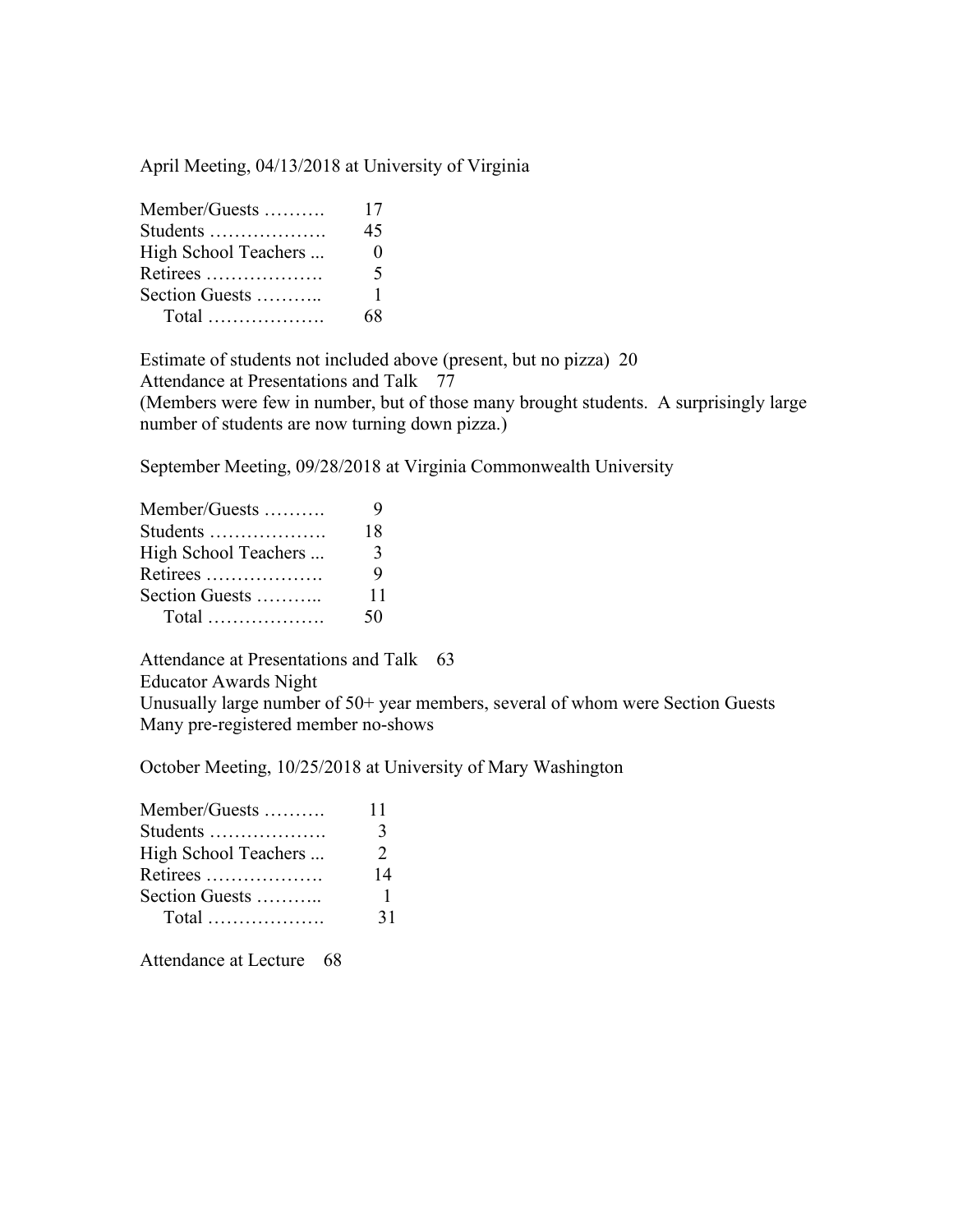April Meeting, 04/13/2018 at University of Virginia

| Category | Count |
| --- | --- |
| Member/Guests ………. | 17 |
| Students ………………. | 45 |
| High School Teachers ... | 0 |
| Retirees ………………. | 5 |
| Section Guests ……….. | 1 |
| Total ………………. | 68 |

Estimate of students not included above (present, but no pizza) 20

Attendance at Presentations and Talk 77

(Members were few in number, but of those many brought students. A surprisingly large number of students are now turning down pizza.)

September Meeting, 09/28/2018 at Virginia Commonwealth University

| Category | Count |
| --- | --- |
| Member/Guests ………. | 9 |
| Students ………………. | 18 |
| High School Teachers ... | 3 |
| Retirees ………………. | 9 |
| Section Guests ……….. | 11 |
| Total ………………. | 50 |

Attendance at Presentations and Talk 63

Educator Awards Night

Unusually large number of 50+ year members, several of whom were Section Guests

Many pre-registered member no-shows

October Meeting, 10/25/2018 at University of Mary Washington

| Category | Count |
| --- | --- |
| Member/Guests ………. | 11 |
| Students ………………. | 3 |
| High School Teachers ... | 2 |
| Retirees ………………. | 14 |
| Section Guests ……….. | 1 |
| Total ………………. | 31 |

Attendance at Lecture 68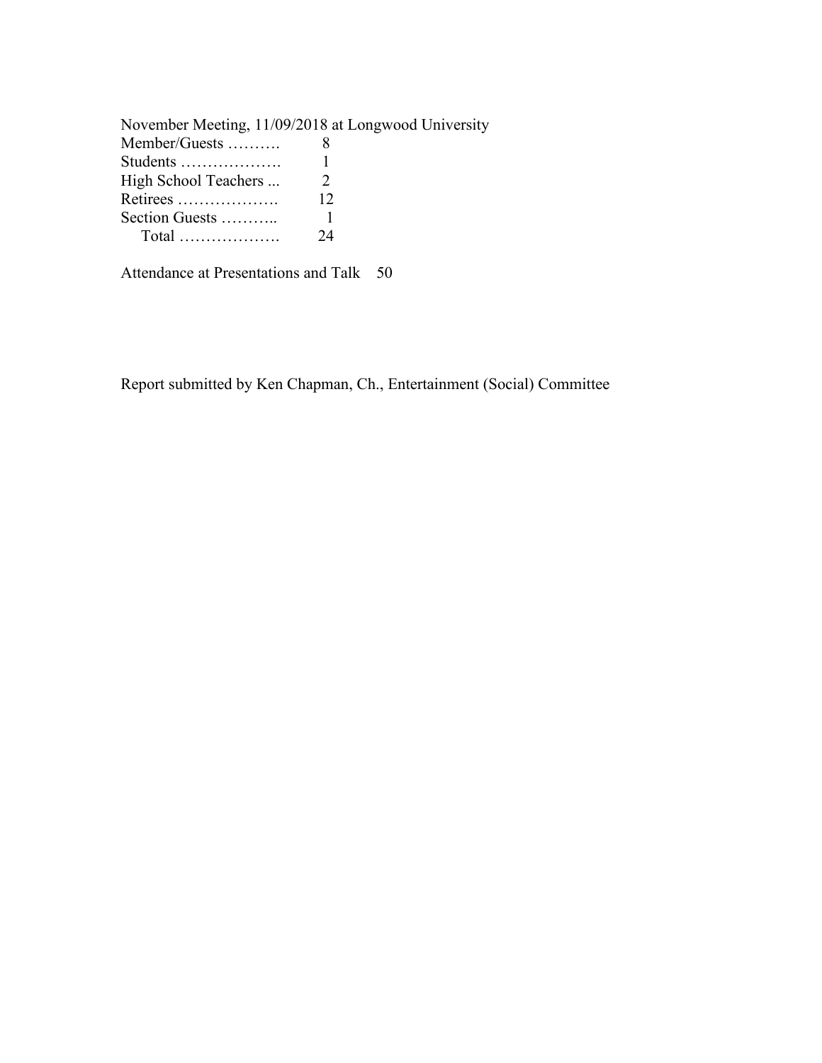November Meeting, 11/09/2018 at Longwood University

| | |
|---|---|
| Member/Guests ………. | 8 |
| Students ………………. | 1 |
| High School Teachers ... | 2 |
| Retirees ………………. | 12 |
| Section Guests ……….. | 1 |
| Total ………………. | 24 |

Attendance at Presentations and Talk 50

Report submitted by Ken Chapman, Ch., Entertainment (Social) Committee